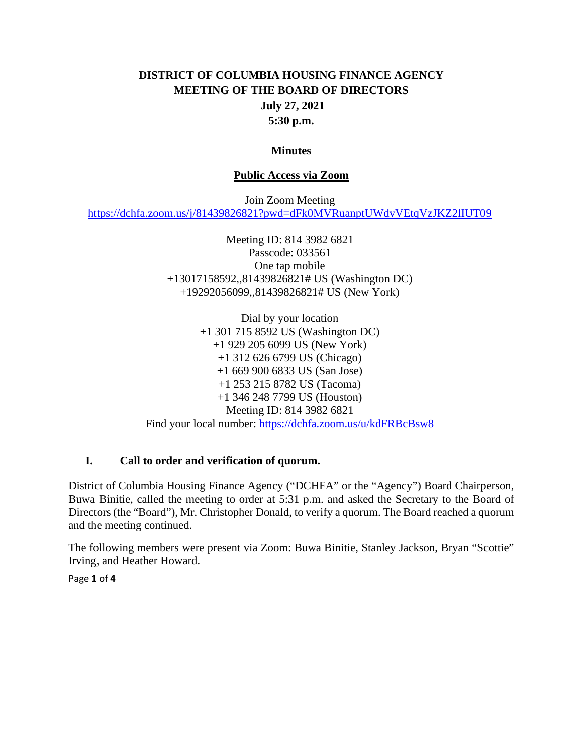# DISTRICT OF COLUMBIA HOUSING FINANCE AGENCY
## MEETING OF THE BOARD OF DIRECTORS
**July 27, 2021**
**5:30 p.m.**

**Minutes**

**Public Access via Zoom**

Join Zoom Meeting
https://dchfa.zoom.us/j/81439826821?pwd=dFk0MVRuanptUWdvVEtqVzJKZ2lIUT09

Meeting ID: 814 3982 6821
Passcode: 033561
One tap mobile
+13017158592,,81439826821# US (Washington DC)
+19292056099,,81439826821# US (New York)

Dial by your location
+1 301 715 8592 US (Washington DC)
+1 929 205 6099 US (New York)
+1 312 626 6799 US (Chicago)
+1 669 900 6833 US (San Jose)
+1 253 215 8782 US (Tacoma)
+1 346 248 7799 US (Houston)
Meeting ID: 814 3982 6821
Find your local number: https://dchfa.zoom.us/u/kdFRBcBsw8

### I. Call to order and verification of quorum.

District of Columbia Housing Finance Agency ("DCHFA" or the "Agency") Board Chairperson, Buwa Binitie, called the meeting to order at 5:31 p.m. and asked the Secretary to the Board of Directors (the "Board"), Mr. Christopher Donald, to verify a quorum. The Board reached a quorum and the meeting continued.

The following members were present via Zoom: Buwa Binitie, Stanley Jackson, Bryan "Scottie" Irving, and Heather Howard.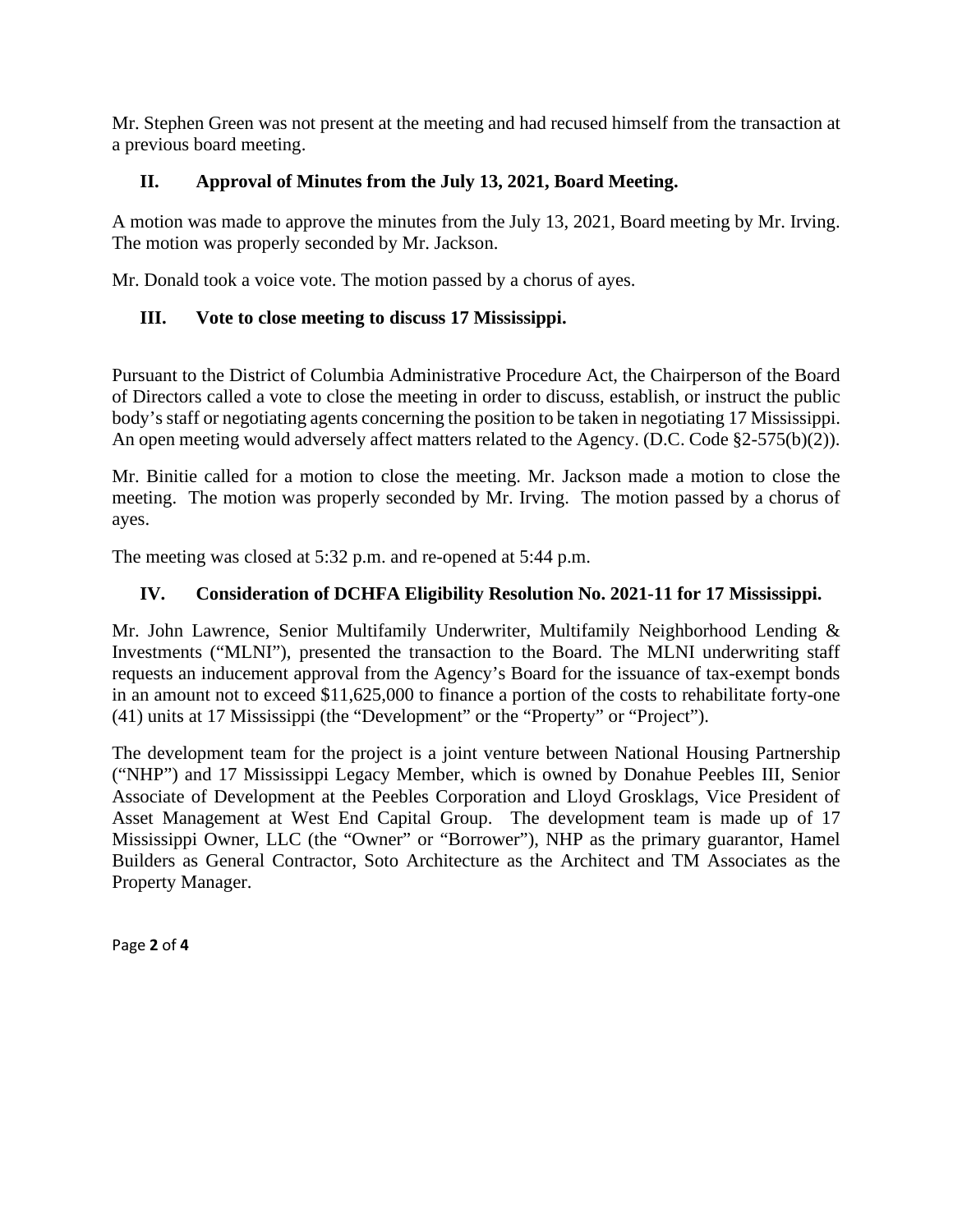Mr. Stephen Green was not present at the meeting and had recused himself from the transaction at a previous board meeting.

## II. Approval of Minutes from the July 13, 2021, Board Meeting.

A motion was made to approve the minutes from the July 13, 2021, Board meeting by Mr. Irving. The motion was properly seconded by Mr. Jackson.

Mr. Donald took a voice vote. The motion passed by a chorus of ayes.

## III. Vote to close meeting to discuss 17 Mississippi.

Pursuant to the District of Columbia Administrative Procedure Act, the Chairperson of the Board of Directors called a vote to close the meeting in order to discuss, establish, or instruct the public body's staff or negotiating agents concerning the position to be taken in negotiating 17 Mississippi. An open meeting would adversely affect matters related to the Agency. (D.C. Code §2-575(b)(2)).

Mr. Binitie called for a motion to close the meeting. Mr. Jackson made a motion to close the meeting. The motion was properly seconded by Mr. Irving. The motion passed by a chorus of ayes.

The meeting was closed at 5:32 p.m. and re-opened at 5:44 p.m.

## IV. Consideration of DCHFA Eligibility Resolution No. 2021-11 for 17 Mississippi.

Mr. John Lawrence, Senior Multifamily Underwriter, Multifamily Neighborhood Lending & Investments ("MLNI"), presented the transaction to the Board. The MLNI underwriting staff requests an inducement approval from the Agency's Board for the issuance of tax-exempt bonds in an amount not to exceed $11,625,000 to finance a portion of the costs to rehabilitate forty-one (41) units at 17 Mississippi (the "Development" or the "Property" or "Project").

The development team for the project is a joint venture between National Housing Partnership ("NHP") and 17 Mississippi Legacy Member, which is owned by Donahue Peebles III, Senior Associate of Development at the Peebles Corporation and Lloyd Grosklags, Vice President of Asset Management at West End Capital Group. The development team is made up of 17 Mississippi Owner, LLC (the "Owner" or "Borrower"), NHP as the primary guarantor, Hamel Builders as General Contractor, Soto Architecture as the Architect and TM Associates as the Property Manager.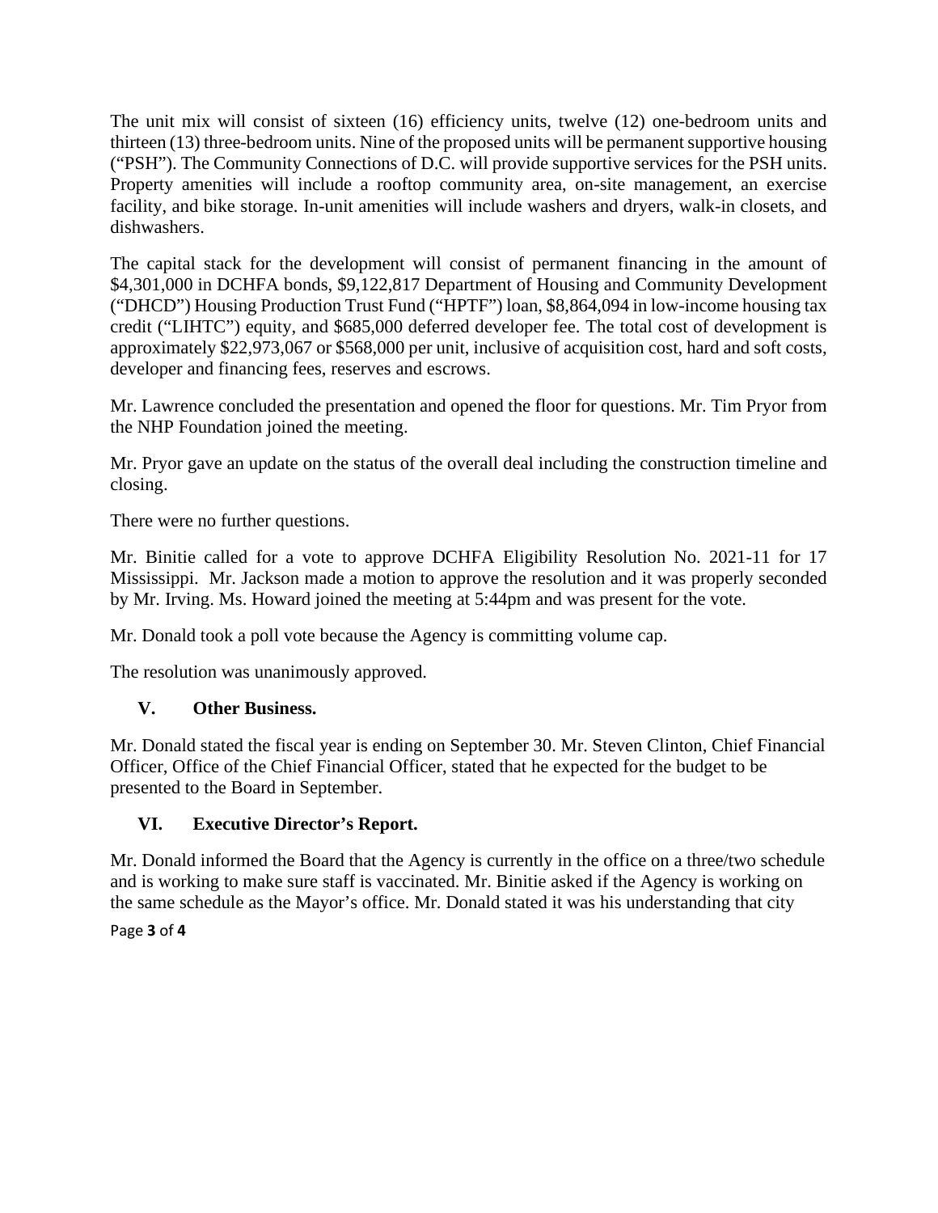The unit mix will consist of sixteen (16) efficiency units, twelve (12) one-bedroom units and thirteen (13) three-bedroom units. Nine of the proposed units will be permanent supportive housing ("PSH"). The Community Connections of D.C. will provide supportive services for the PSH units. Property amenities will include a rooftop community area, on-site management, an exercise facility, and bike storage. In-unit amenities will include washers and dryers, walk-in closets, and dishwashers.

The capital stack for the development will consist of permanent financing in the amount of $4,301,000 in DCHFA bonds, $9,122,817 Department of Housing and Community Development ("DHCD") Housing Production Trust Fund ("HPTF") loan, $8,864,094 in low-income housing tax credit ("LIHTC") equity, and $685,000 deferred developer fee. The total cost of development is approximately $22,973,067 or $568,000 per unit, inclusive of acquisition cost, hard and soft costs, developer and financing fees, reserves and escrows.

Mr. Lawrence concluded the presentation and opened the floor for questions. Mr. Tim Pryor from the NHP Foundation joined the meeting.

Mr. Pryor gave an update on the status of the overall deal including the construction timeline and closing.

There were no further questions.

Mr. Binitie called for a vote to approve DCHFA Eligibility Resolution No. 2021-11 for 17 Mississippi. Mr. Jackson made a motion to approve the resolution and it was properly seconded by Mr. Irving. Ms. Howard joined the meeting at 5:44pm and was present for the vote.

Mr. Donald took a poll vote because the Agency is committing volume cap.

The resolution was unanimously approved.

## V. Other Business.

Mr. Donald stated the fiscal year is ending on September 30. Mr. Steven Clinton, Chief Financial Officer, Office of the Chief Financial Officer, stated that he expected for the budget to be presented to the Board in September.

## VI. Executive Director's Report.

Mr. Donald informed the Board that the Agency is currently in the office on a three/two schedule and is working to make sure staff is vaccinated. Mr. Binitie asked if the Agency is working on the same schedule as the Mayor's office. Mr. Donald stated it was his understanding that city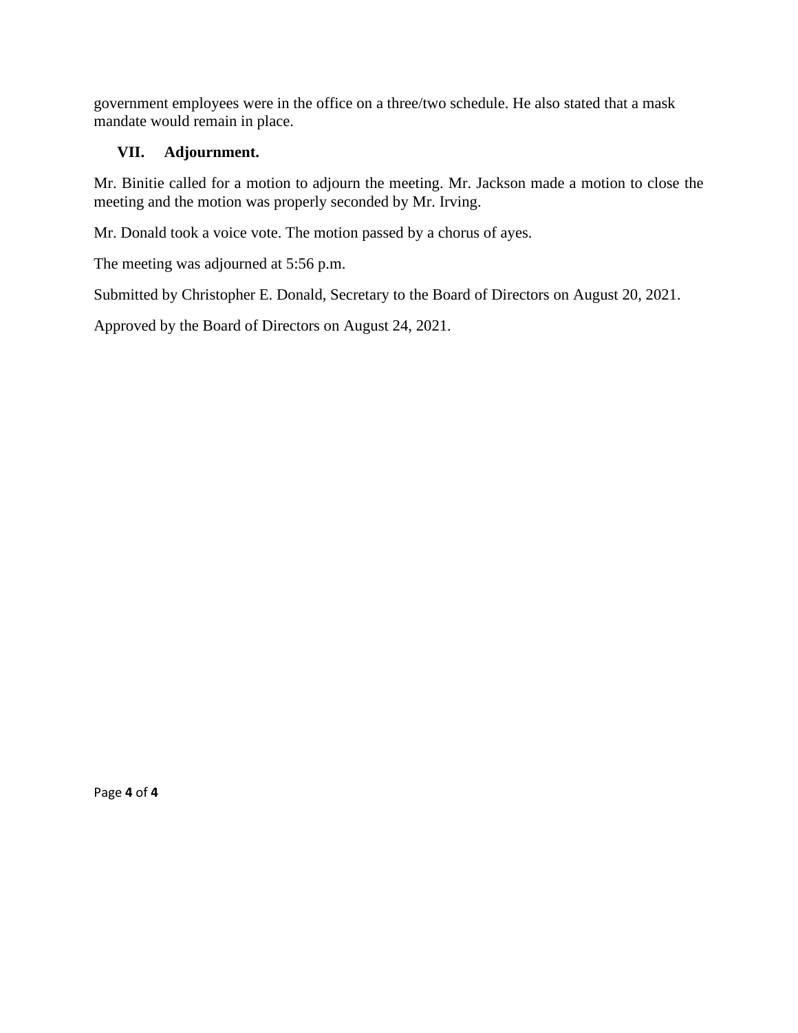government employees were in the office on a three/two schedule. He also stated that a mask mandate would remain in place.

## VII. Adjournment.

Mr. Binitie called for a motion to adjourn the meeting. Mr. Jackson made a motion to close the meeting and the motion was properly seconded by Mr. Irving.

Mr. Donald took a voice vote. The motion passed by a chorus of ayes.

The meeting was adjourned at 5:56 p.m.

Submitted by Christopher E. Donald, Secretary to the Board of Directors on August 20, 2021.

Approved by the Board of Directors on August 24, 2021.